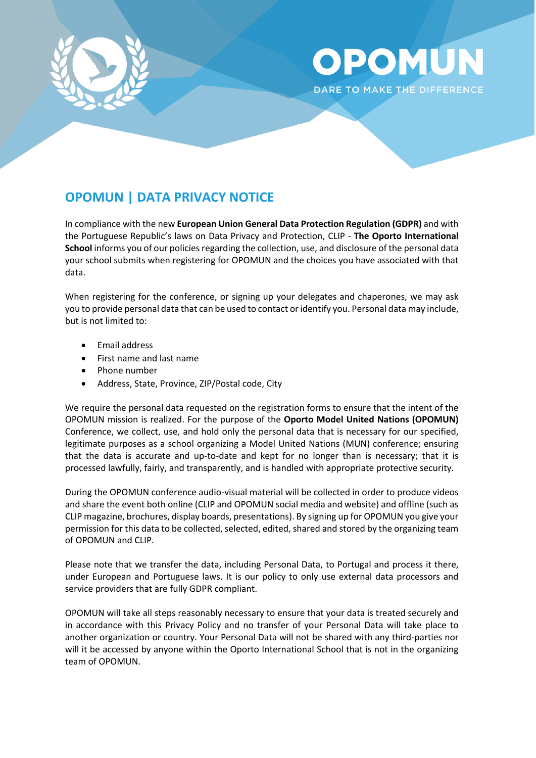OPOMUN

DARE TO MAKE THE DIFFERENCE

# OPOMUN | DATA PRIVACY NOTICE

In compliance with the new **European Union General Data Protection Regulation (GDPR)** and with the Portuguese Republic's laws on Data Privacy and Protection, CLIP - **The Oporto International School** informs you of our policies regarding the collection, use, and disclosure of the personal data your school submits when registering for OPOMUN and the choices you have associated with that data.

When registering for the conference, or signing up your delegates and chaperones, we may ask you to provide personal data that can be used to contact or identify you. Personal data may include, but is not limited to:

- Email address
- First name and last name
- Phone number
- Address, State, Province, ZIP/Postal code, City

We require the personal data requested on the registration forms to ensure that the intent of the OPOMUN mission is realized. For the purpose of the **Oporto Model United Nations (OPOMUN)** Conference, we collect, use, and hold only the personal data that is necessary for our specified, legitimate purposes as a school organizing a Model United Nations (MUN) conference; ensuring that the data is accurate and up-to-date and kept for no longer than is necessary; that it is processed lawfully, fairly, and transparently, and is handled with appropriate protective security.

During the OPOMUN conference audio-visual material will be collected in order to produce videos and share the event both online (CLIP and OPOMUN social media and website) and offline (such as CLIP magazine, brochures, display boards, presentations). By signing up for OPOMUN you give your permission for this data to be collected, selected, edited, shared and stored by the organizing team of OPOMUN and CLIP.

Please note that we transfer the data, including Personal Data, to Portugal and process it there, under European and Portuguese laws. It is our policy to only use external data processors and service providers that are fully GDPR compliant.

OPOMUN will take all steps reasonably necessary to ensure that your data is treated securely and in accordance with this Privacy Policy and no transfer of your Personal Data will take place to another organization or country. Your Personal Data will not be shared with any third-parties nor will it be accessed by anyone within the Oporto International School that is not in the organizing team of OPOMUN.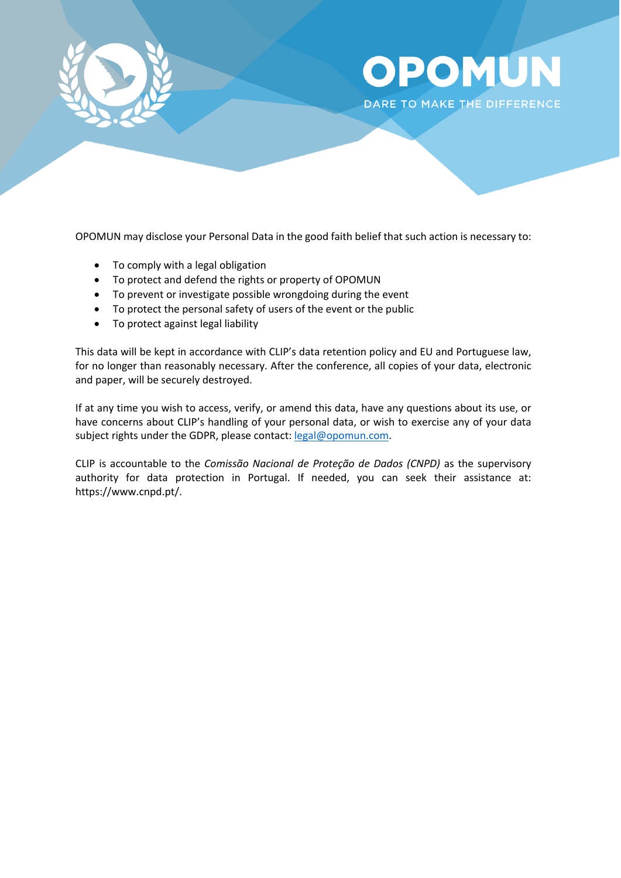OPOMUN may disclose your Personal Data in the good faith belief that such action is necessary to:

- To comply with a legal obligation
- To protect and defend the rights or property of OPOMUN
- To prevent or investigate possible wrongdoing during the event
- To protect the personal safety of users of the event or the public
- To protect against legal liability

This data will be kept in accordance with CLIP's data retention policy and EU and Portuguese law, for no longer than reasonably necessary. After the conference, all copies of your data, electronic and paper, will be securely destroyed.

If at any time you wish to access, verify, or amend this data, have any questions about its use, or have concerns about CLIP's handling of your personal data, or wish to exercise any of your data subject rights under the GDPR, please contact: legal@opomun.com.

CLIP is accountable to the *Comissão Nacional de Proteção de Dados (CNPD)* as the supervisory authority for data protection in Portugal. If needed, you can seek their assistance at: https://www.cnpd.pt/.